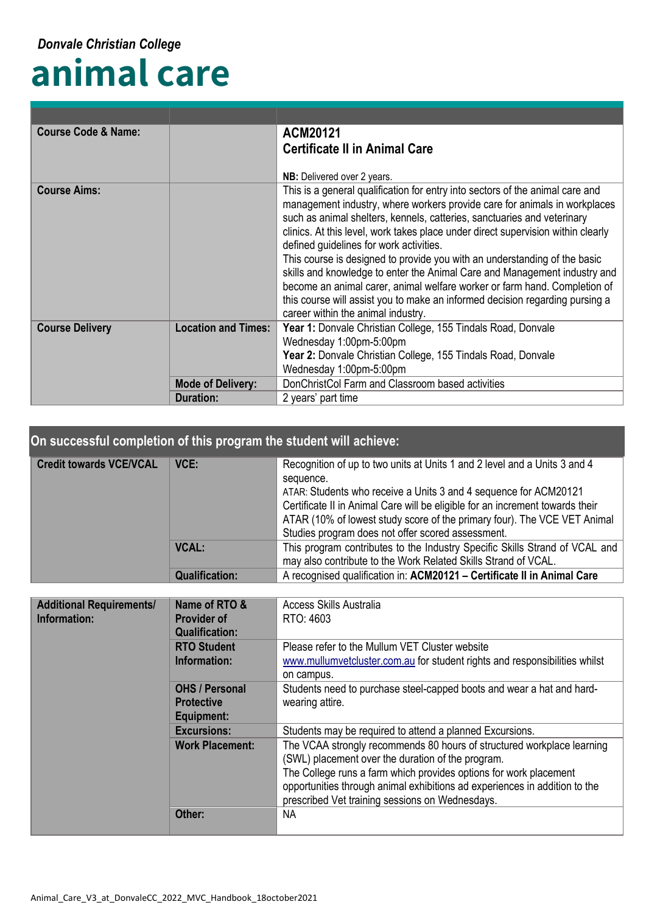*Donvale Christian College*

# animal care

| | | |
|---|---|---|
| **Course Code & Name:** | | **ACM20121**<br>**Certificate II in Animal Care**<br><br>**NB:** Delivered over 2 years. |
| **Course Aims:** | | This is a general qualification for entry into sectors of the animal care and management industry, where workers provide care for animals in workplaces such as animal shelters, kennels, catteries, sanctuaries and veterinary clinics. At this level, work takes place under direct supervision within clearly defined guidelines for work activities.<br>This course is designed to provide you with an understanding of the basic skills and knowledge to enter the Animal Care and Management industry and become an animal carer, animal welfare worker or farm hand. Completion of this course will assist you to make an informed decision regarding pursing a career within the animal industry. |
| **Course Delivery** | **Location and Times:** | **Year 1:** Donvale Christian College, 155 Tindals Road, Donvale<br>Wednesday 1:00pm-5:00pm<br>**Year 2:** Donvale Christian College, 155 Tindals Road, Donvale<br>Wednesday 1:00pm-5:00pm |
| | **Mode of Delivery:** | DonChristCol Farm and Classroom based activities |
| | **Duration:** | 2 years' part time |

## On successful completion of this program the student will achieve:

| | | |
|---|---|---|
| **Credit towards VCE/VCAL** | **VCE:** | Recognition of up to two units at Units 1 and 2 level and a Units 3 and 4 sequence.<br>ATAR: Students who receive a Units 3 and 4 sequence for ACM20121 Certificate II in Animal Care will be eligible for an increment towards their ATAR (10% of lowest study score of the primary four). The VCE VET Animal Studies program does not offer scored assessment. |
| | **VCAL:** | This program contributes to the Industry Specific Skills Strand of VCAL and may also contribute to the Work Related Skills Strand of VCAL. |
| | **Qualification:** | A recognised qualification in: **ACM20121 – Certificate II in Animal Care** |

| | | |
|---|---|---|
| **Additional Requirements/ Information:** | **Name of RTO & Provider of Qualification:** | Access Skills Australia<br>RTO: 4603 |
| | **RTO Student Information:** | Please refer to the Mullum VET Cluster website www.mullumvetcluster.com.au for student rights and responsibilities whilst on campus. |
| | **OHS / Personal Protective Equipment:** | Students need to purchase steel-capped boots and wear a hat and hard-wearing attire. |
| | **Excursions:** | Students may be required to attend a planned Excursions. |
| | **Work Placement:** | The VCAA strongly recommends 80 hours of structured workplace learning (SWL) placement over the duration of the program.<br>The College runs a farm which provides options for work placement opportunities through animal exhibitions ad experiences in addition to the prescribed Vet training sessions on Wednesdays. |
| | **Other:** | NA |

Animal_Care_V3_at_DonvaleCC_2022_MVC_Handbook_18october2021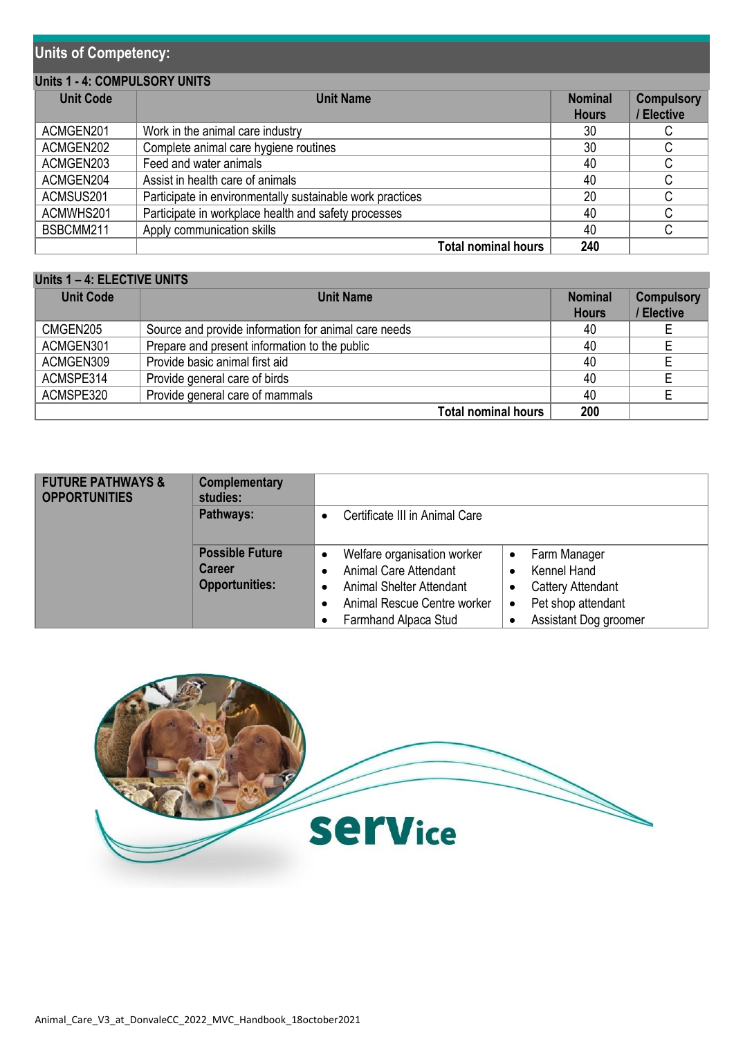## Units of Competency:

### Units 1 - 4: COMPULSORY UNITS

| Unit Code | Unit Name | Nominal Hours | Compulsory / Elective |
|---|---|---|---|
| ACMGEN201 | Work in the animal care industry | 30 | C |
| ACMGEN202 | Complete animal care hygiene routines | 30 | C |
| ACMGEN203 | Feed and water animals | 40 | C |
| ACMGEN204 | Assist in health care of animals | 40 | C |
| ACMSUS201 | Participate in environmentally sustainable work practices | 20 | C |
| ACMWHS201 | Participate in workplace health and safety processes | 40 | C |
| BSBCMM211 | Apply communication skills | 40 | C |
| | **Total nominal hours** | **240** | |

### Units 1 – 4: ELECTIVE UNITS

| Unit Code | Unit Name | Nominal Hours | Compulsory / Elective |
|---|---|---|---|
| CMGEN205 | Source and provide information for animal care needs | 40 | E |
| ACMGEN301 | Prepare and present information to the public | 40 | E |
| ACMGEN309 | Provide basic animal first aid | 40 | E |
| ACMSPE314 | Provide general care of birds | 40 | E |
| ACMSPE320 | Provide general care of mammals | 40 | E |
| | **Total nominal hours** | **200** | |

| | | | |
|---|---|---|---|
| **FUTURE PATHWAYS & OPPORTUNITIES** | **Complementary studies:** | | |
| | **Pathways:** | • Certificate III in Animal Care | |
| | **Possible Future Career Opportunities:** | • Welfare organisation worker<br>• Animal Care Attendant<br>• Animal Shelter Attendant<br>• Animal Rescue Centre worker<br>• Farmhand Alpaca Stud | • Farm Manager<br>• Kennel Hand<br>• Cattery Attendant<br>• Pet shop attendant<br>• Assistant Dog groomer |

serVice